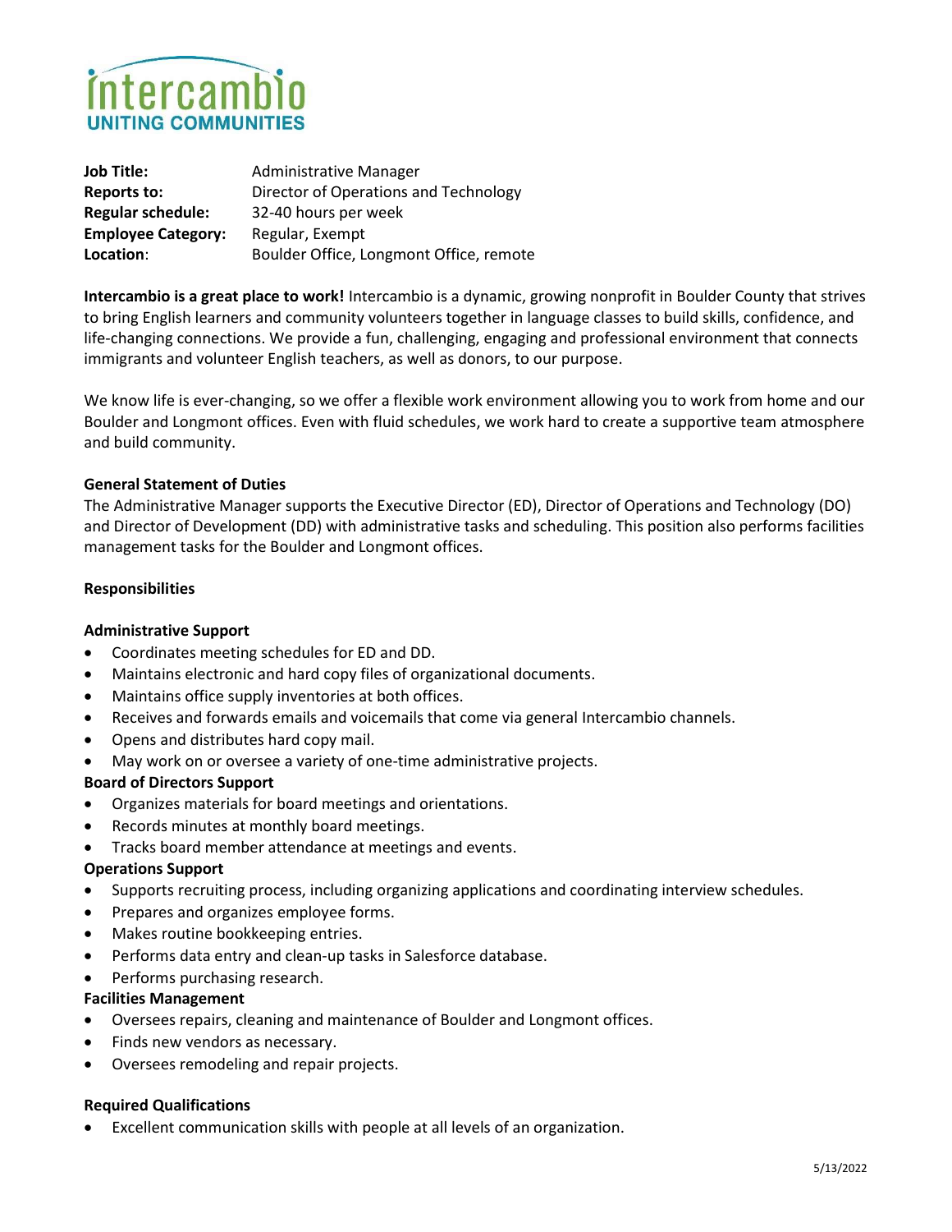Intercambio
UNITING COMMUNITIES

| | |
|---|---|
| **Job Title:** | Administrative Manager |
| **Reports to:** | Director of Operations and Technology |
| **Regular schedule:** | 32-40 hours per week |
| **Employee Category:** | Regular, Exempt |
| **Location**: | Boulder Office, Longmont Office, remote |

**Intercambio is a great place to work!** Intercambio is a dynamic, growing nonprofit in Boulder County that strives to bring English learners and community volunteers together in language classes to build skills, confidence, and life-changing connections. We provide a fun, challenging, engaging and professional environment that connects immigrants and volunteer English teachers, as well as donors, to our purpose.

We know life is ever-changing, so we offer a flexible work environment allowing you to work from home and our Boulder and Longmont offices. Even with fluid schedules, we work hard to create a supportive team atmosphere and build community.

### General Statement of Duties

The Administrative Manager supports the Executive Director (ED), Director of Operations and Technology (DO) and Director of Development (DD) with administrative tasks and scheduling. This position also performs facilities management tasks for the Boulder and Longmont offices.

### Responsibilities

#### Administrative Support

- Coordinates meeting schedules for ED and DD.
- Maintains electronic and hard copy files of organizational documents.
- Maintains office supply inventories at both offices.
- Receives and forwards emails and voicemails that come via general Intercambio channels.
- Opens and distributes hard copy mail.
- May work on or oversee a variety of one-time administrative projects.

#### Board of Directors Support

- Organizes materials for board meetings and orientations.
- Records minutes at monthly board meetings.
- Tracks board member attendance at meetings and events.

#### Operations Support

- Supports recruiting process, including organizing applications and coordinating interview schedules.
- Prepares and organizes employee forms.
- Makes routine bookkeeping entries.
- Performs data entry and clean-up tasks in Salesforce database.
- Performs purchasing research.

#### Facilities Management

- Oversees repairs, cleaning and maintenance of Boulder and Longmont offices.
- Finds new vendors as necessary.
- Oversees remodeling and repair projects.

### Required Qualifications

- Excellent communication skills with people at all levels of an organization.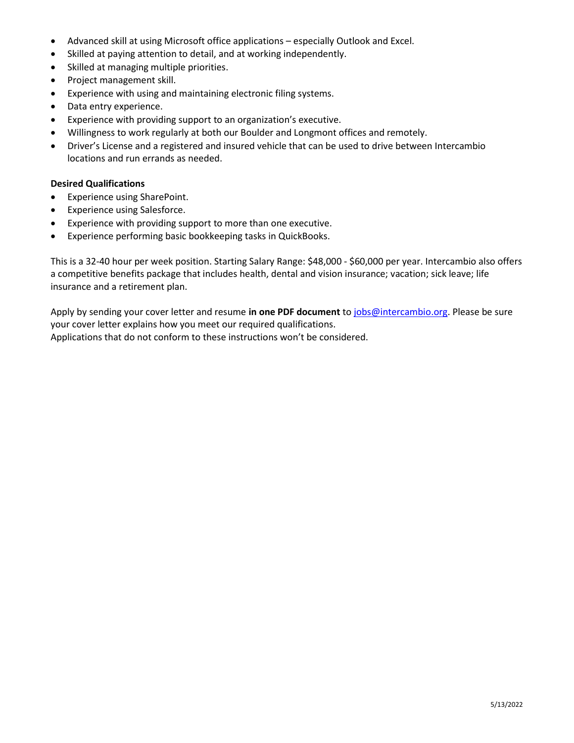- Advanced skill at using Microsoft office applications – especially Outlook and Excel.
- Skilled at paying attention to detail, and at working independently.
- Skilled at managing multiple priorities.
- Project management skill.
- Experience with using and maintaining electronic filing systems.
- Data entry experience.
- Experience with providing support to an organization's executive.
- Willingness to work regularly at both our Boulder and Longmont offices and remotely.
- Driver's License and a registered and insured vehicle that can be used to drive between Intercambio locations and run errands as needed.

**Desired Qualifications**

- Experience using SharePoint.
- Experience using Salesforce.
- Experience with providing support to more than one executive.
- Experience performing basic bookkeeping tasks in QuickBooks.

This is a 32-40 hour per week position. Starting Salary Range: $48,000 - $60,000 per year. Intercambio also offers a competitive benefits package that includes health, dental and vision insurance; vacation; sick leave; life insurance and a retirement plan.

Apply by sending your cover letter and resume **in one PDF document** to [jobs@intercambio.org](mailto:jobs@intercambio.org). Please be sure your cover letter explains how you meet our required qualifications.
Applications that do not conform to these instructions won't be considered.

5/13/2022